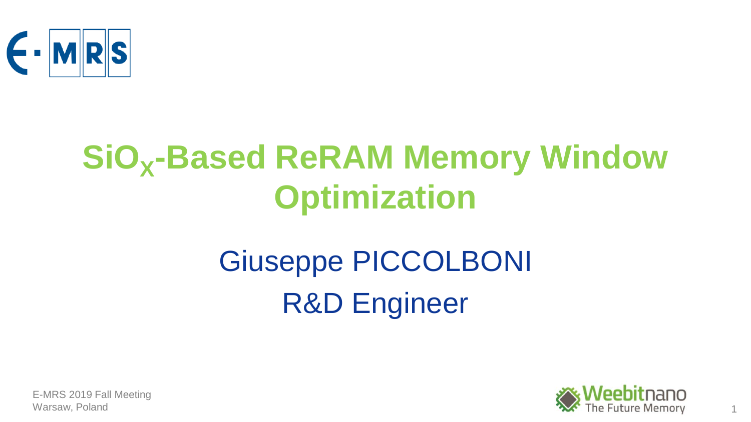# $SiO_X$-Based ReRAM Memory Window Optimization

Giuseppe PICCOLBONI

R&D Engineer

E-MRS 2019 Fall Meeting
Warsaw, Poland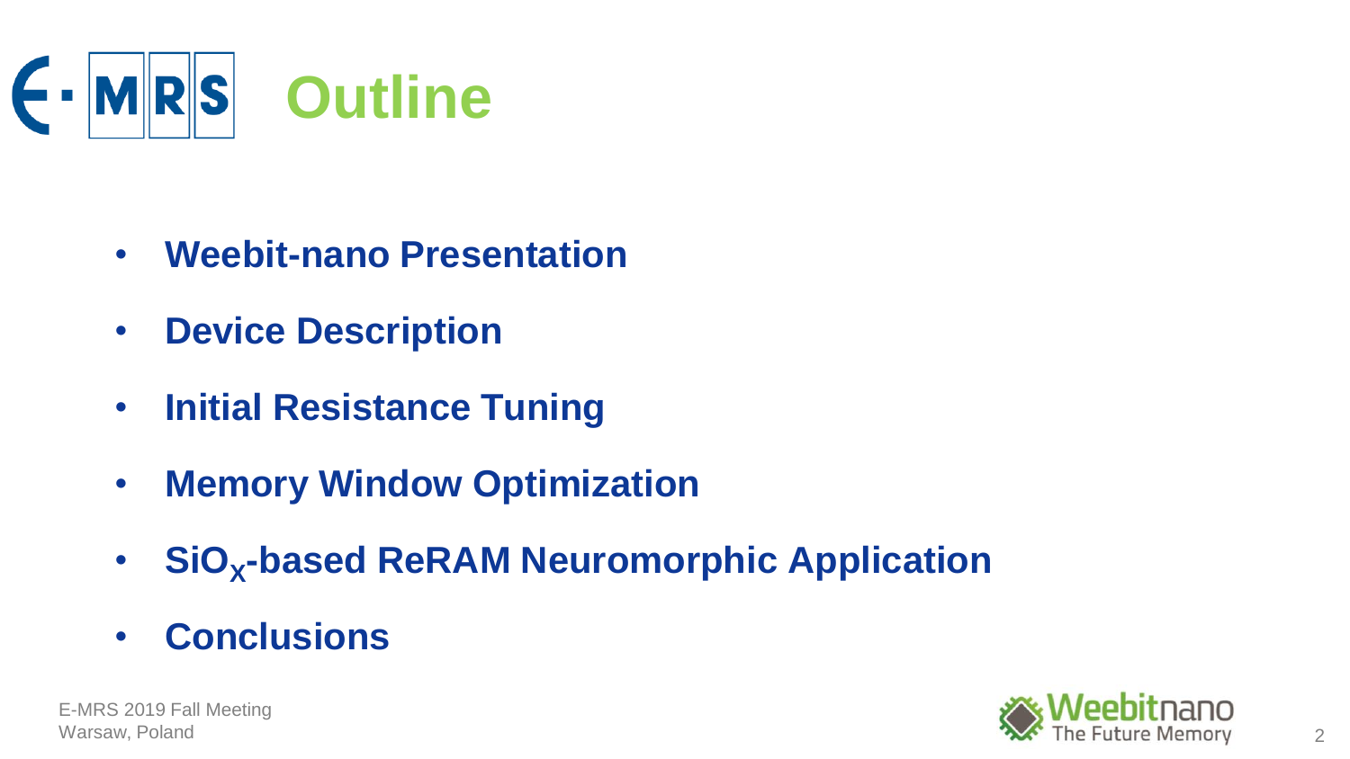# Outline

- **Weebit-nano Presentation**
- **Device Description**
- **Initial Resistance Tuning**
- **Memory Window Optimization**
- **$SiO_X$-based ReRAM Neuromorphic Application**
- **Conclusions**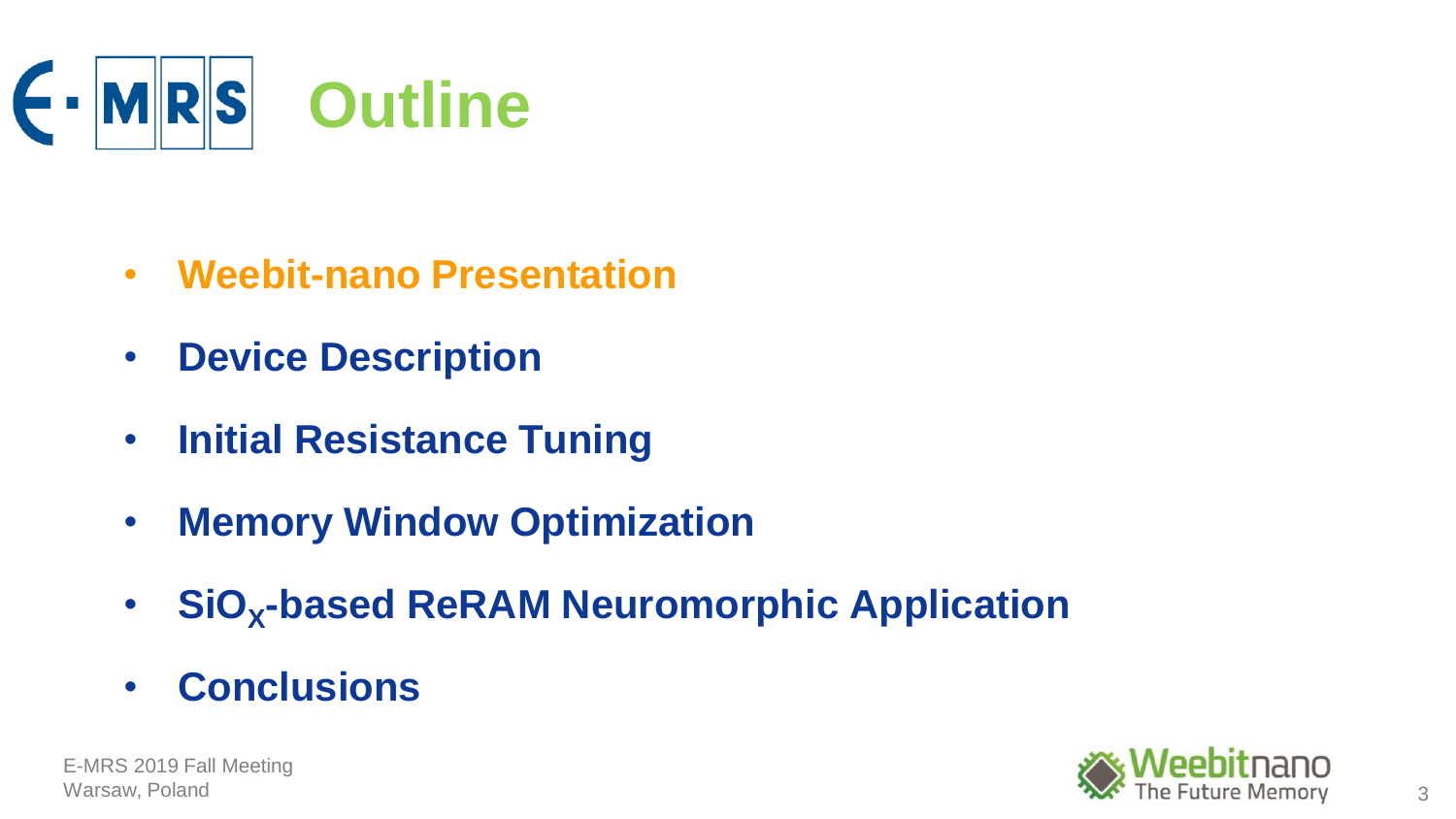# Outline

- **Weebit-nano Presentation**
- **Device Description**
- **Initial Resistance Tuning**
- **Memory Window Optimization**
- **$SiO_X$-based ReRAM Neuromorphic Application**
- **Conclusions**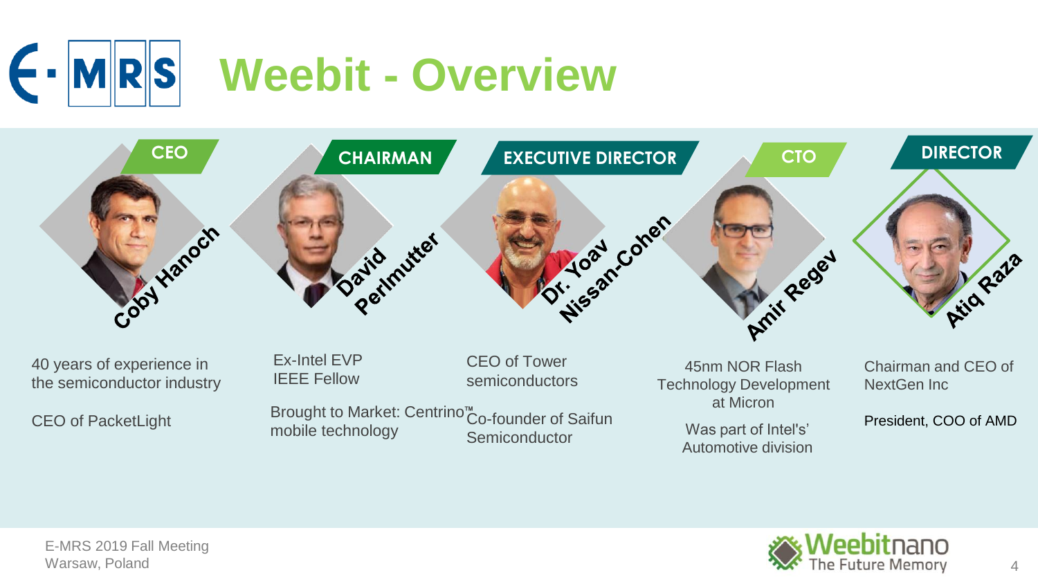# Weebit - Overview

## CEO — Coby Hanoch

40 years of experience in the semiconductor industry

CEO of PacketLight

## CHAIRMAN — David Perlmutter

Ex-Intel EVP
IEEE Fellow

Brought to Market: Centrino™ mobile technology

## EXECUTIVE DIRECTOR — Dr. Yoav Nissan-Cohen

CEO of Tower semiconductors

Co-founder of Saifun Semiconductor

## CTO — Amir Regev

45nm NOR Flash Technology Development at Micron

Was part of Intel's' Automotive division

## DIRECTOR — Atiq Raza

Chairman and CEO of NextGen Inc

President, COO of AMD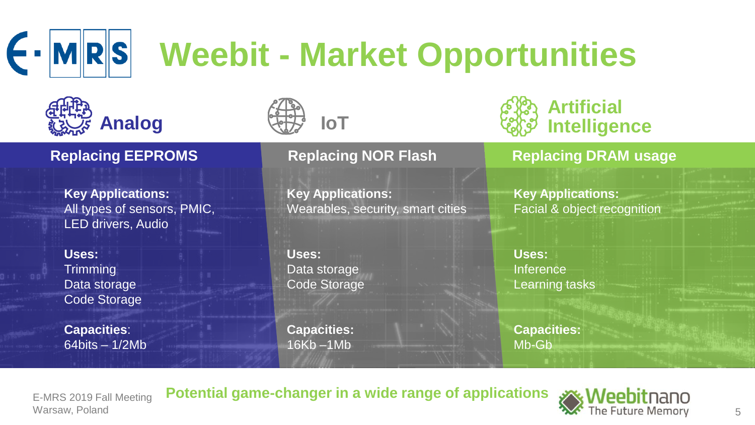# Weebit - Market Opportunities

## Analog

### Replacing EEPROMS

**Key Applications:**
All types of sensors, PMIC, LED drivers, Audio

**Uses:**
Trimming
Data storage
Code Storage

**Capacities**:
64bits – 1/2Mb

## IoT

### Replacing NOR Flash

**Key Applications:**
Wearables, security, smart cities

**Uses:**
Data storage
Code Storage

**Capacities:**
16Kb –1Mb

## Artificial Intelligence

### Replacing DRAM usage

**Key Applications:**
Facial & object recognition

**Uses:**
Inference
Learning tasks

**Capacities:**
Mb-Gb

**Potential game-changer in a wide range of applications**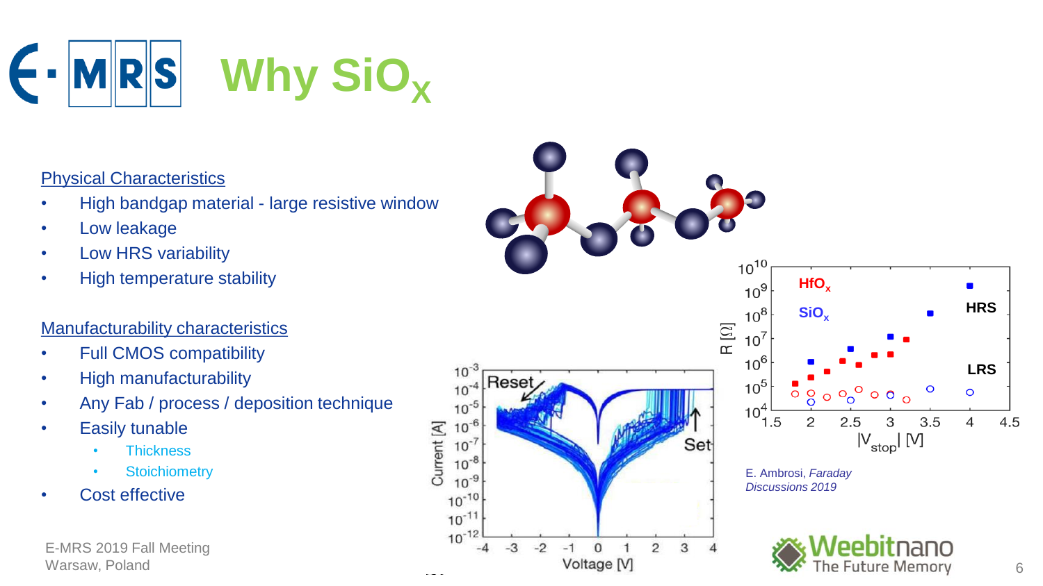# Why $SiO_x$

Physical Characteristics

- High bandgap material - large resistive window
- Low leakage
- Low HRS variability
- High temperature stability

Manufacturability characteristics

- Full CMOS compatibility
- High manufacturability
- Any Fab / process / deposition technique
- Easily tunable
  - Thickness
  - Stoichiometry
- Cost effective

E. Ambrosi, *Faraday Discussions 2019*

E-MRS 2019 Fall Meeting
Warsaw, Poland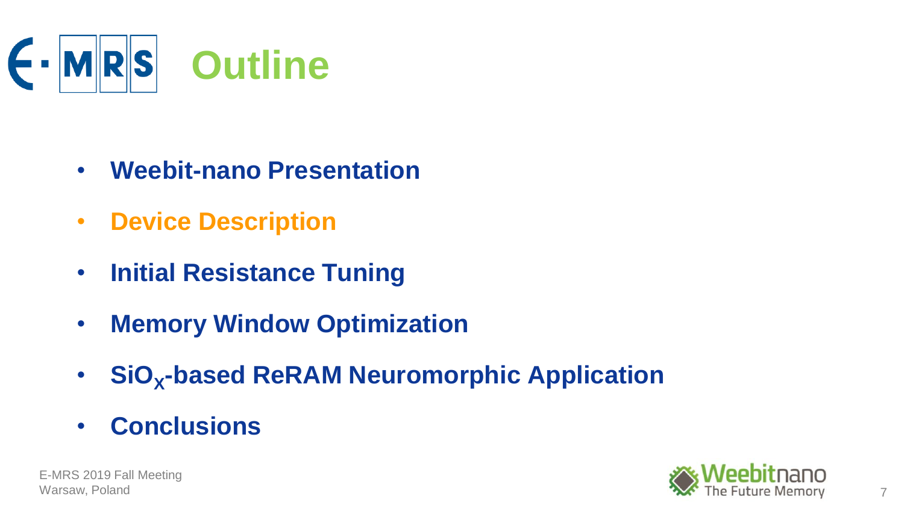# Outline

- **Weebit-nano Presentation**
- **Device Description**
- **Initial Resistance Tuning**
- **Memory Window Optimization**
- **$SiO_X$-based ReRAM Neuromorphic Application**
- **Conclusions**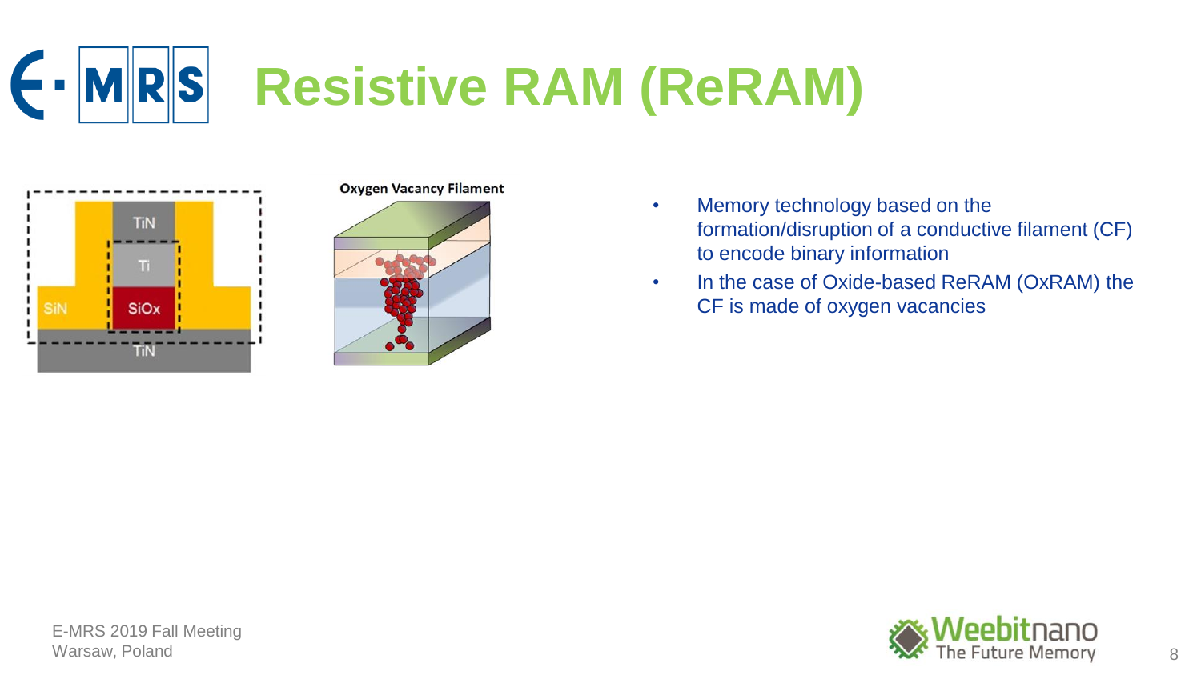# Resistive RAM (ReRAM)

TiN

Ti

SiN

SiOx

TiN

**Oxygen Vacancy Filament**

- Memory technology based on the formation/disruption of a conductive filament (CF) to encode binary information
- In the case of Oxide-based ReRAM (OxRAM) the CF is made of oxygen vacancies

E-MRS 2019 Fall Meeting
Warsaw, Poland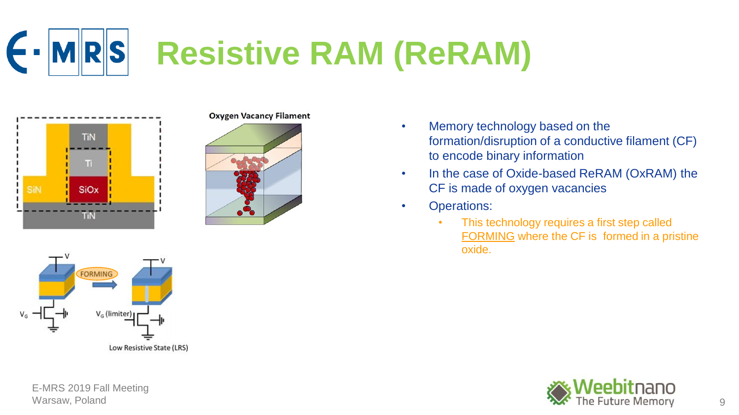# Resistive RAM (ReRAM)

Oxygen Vacancy Filament

- Memory technology based on the formation/disruption of a conductive filament (CF) to encode binary information
- In the case of Oxide-based ReRAM (OxRAM) the CF is made of oxygen vacancies
- Operations:
  - This technology requires a first step called FORMING where the CF is formed in a pristine oxide.

Low Resistive State (LRS)

E-MRS 2019 Fall Meeting
Warsaw, Poland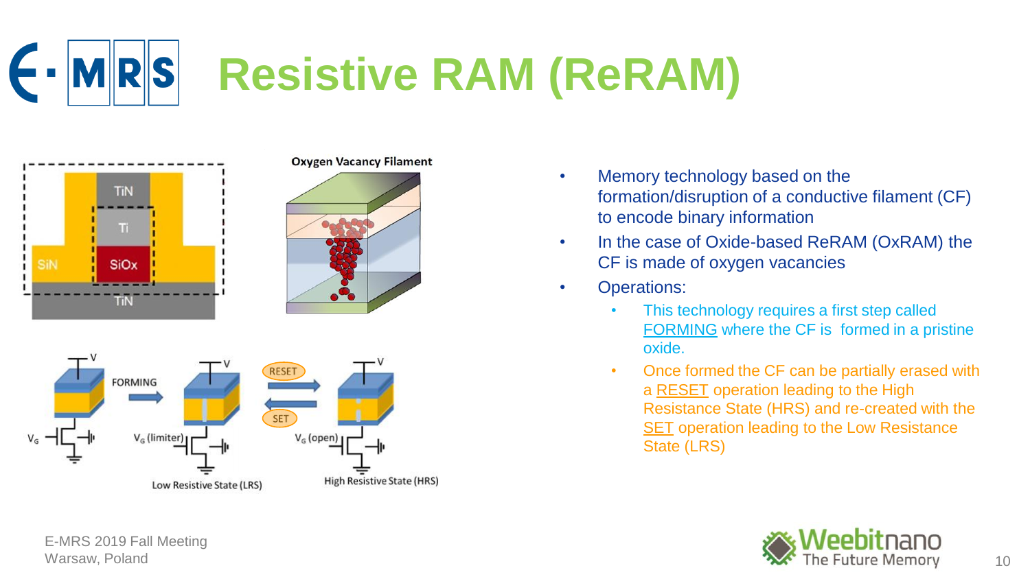# Resistive RAM (ReRAM)

- Memory technology based on the formation/disruption of a conductive filament (CF) to encode binary information
- In the case of Oxide-based ReRAM (OxRAM) the CF is made of oxygen vacancies
- Operations:
  - This technology requires a first step called FORMING where the CF is formed in a pristine oxide.
  - Once formed the CF can be partially erased with a RESET operation leading to the High Resistance State (HRS) and re-created with the SET operation leading to the Low Resistance State (LRS)

E-MRS 2019 Fall Meeting
Warsaw, Poland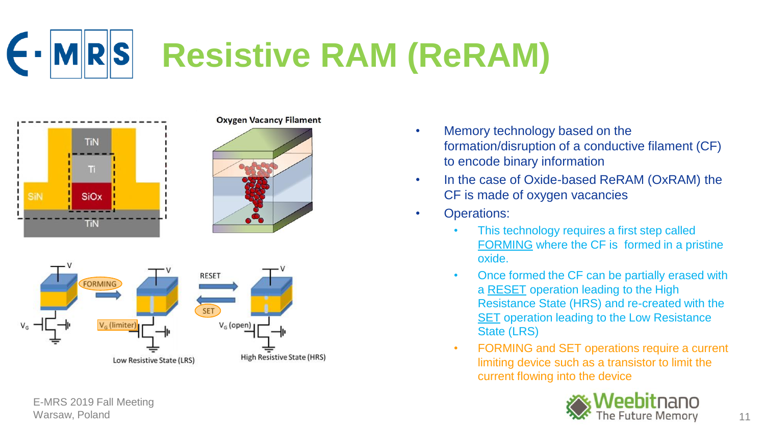# Resistive RAM (ReRAM)

- Memory technology based on the formation/disruption of a conductive filament (CF) to encode binary information
- In the case of Oxide-based ReRAM (OxRAM) the CF is made of oxygen vacancies
- Operations:
  - This technology requires a first step called FORMING where the CF is formed in a pristine oxide.
  - Once formed the CF can be partially erased with a RESET operation leading to the High Resistance State (HRS) and re-created with the SET operation leading to the Low Resistance State (LRS)
  - FORMING and SET operations require a current limiting device such as a transistor to limit the current flowing into the device

E-MRS 2019 Fall Meeting
Warsaw, Poland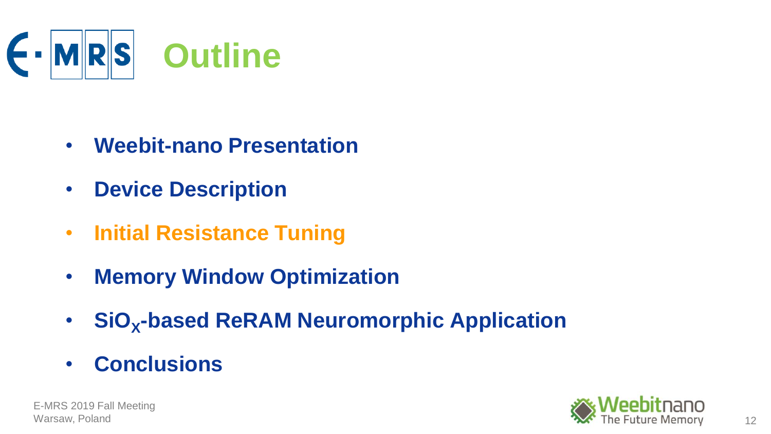# Outline

- Weebit-nano Presentation
- Device Description
- Initial Resistance Tuning
- Memory Window Optimization
- $SiO_X$-based ReRAM Neuromorphic Application
- Conclusions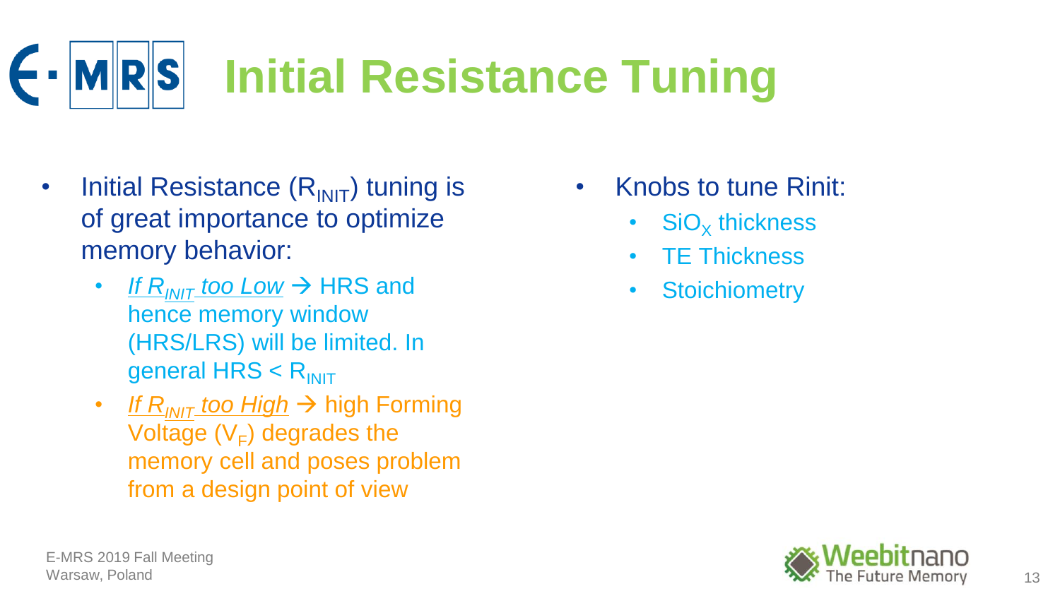# Initial Resistance Tuning

- Initial Resistance ($R_{INIT}$) tuning is of great importance to optimize memory behavior:
  - *If $R_{INIT}$ too Low* → HRS and hence memory window (HRS/LRS) will be limited. In general HRS < $R_{INIT}$
  - *If $R_{INIT}$ too High* → high Forming Voltage ($V_F$) degrades the memory cell and poses problem from a design point of view

- Knobs to tune Rinit:
  - $SiO_X$ thickness
  - TE Thickness
  - Stoichiometry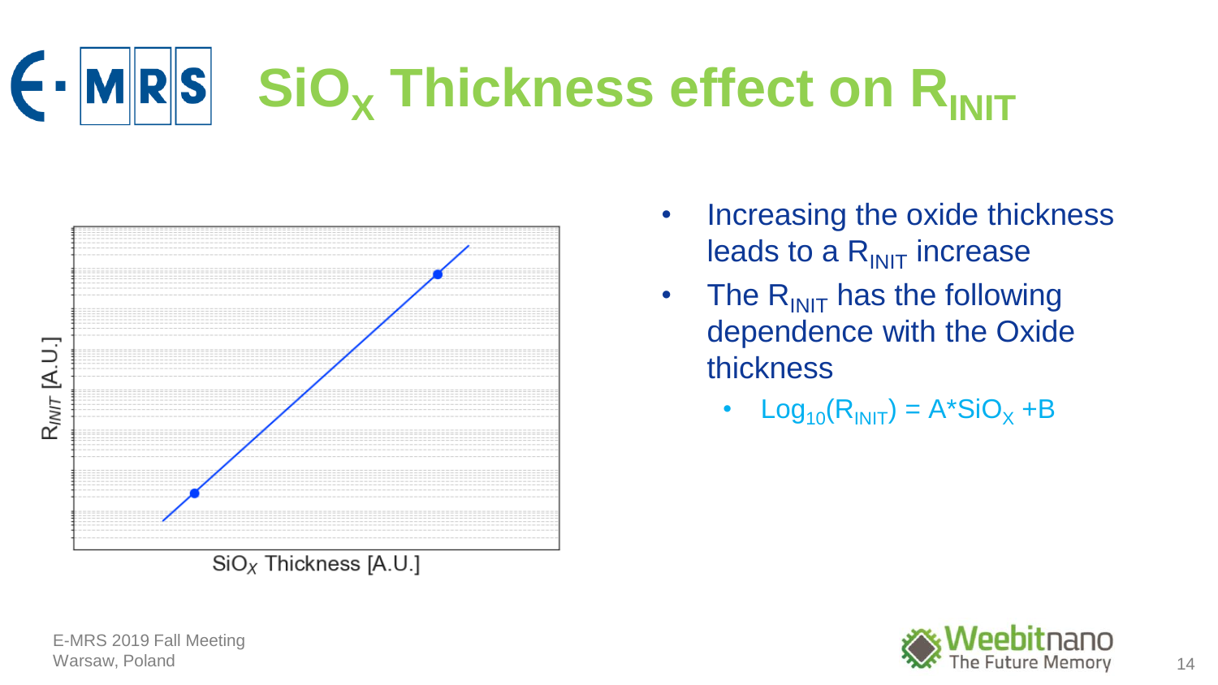# $SiO_X$ Thickness effect on $R_{INIT}$

$R_{INIT}$ [A.U.]

$SiO_X$ Thickness [A.U.]

- Increasing the oxide thickness leads to a $R_{INIT}$ increase
- The $R_{INIT}$ has the following dependence with the Oxide thickness
  - $Log_{10}(R_{INIT}) = A*SiO_X + B$

E-MRS 2019 Fall Meeting
Warsaw, Poland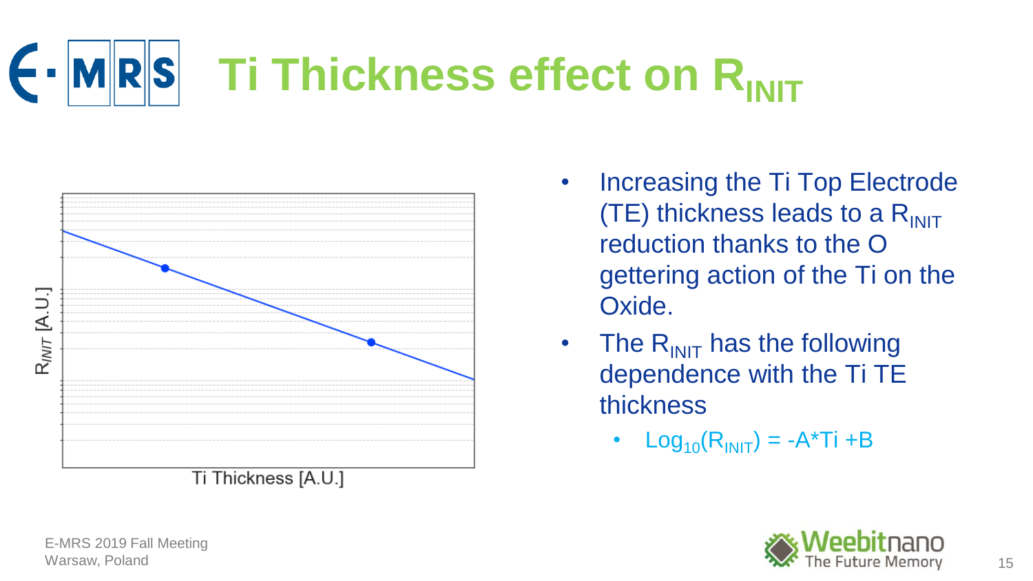# Ti Thickness effect on $R_{INIT}$

- Increasing the Ti Top Electrode (TE) thickness leads to a $R_{INIT}$ reduction thanks to the O gettering action of the Ti on the Oxide.
- The $R_{INIT}$ has the following dependence with the Ti TE thickness
  - $\text{Log}_{10}(R_{INIT}) = -A \cdot Ti + B$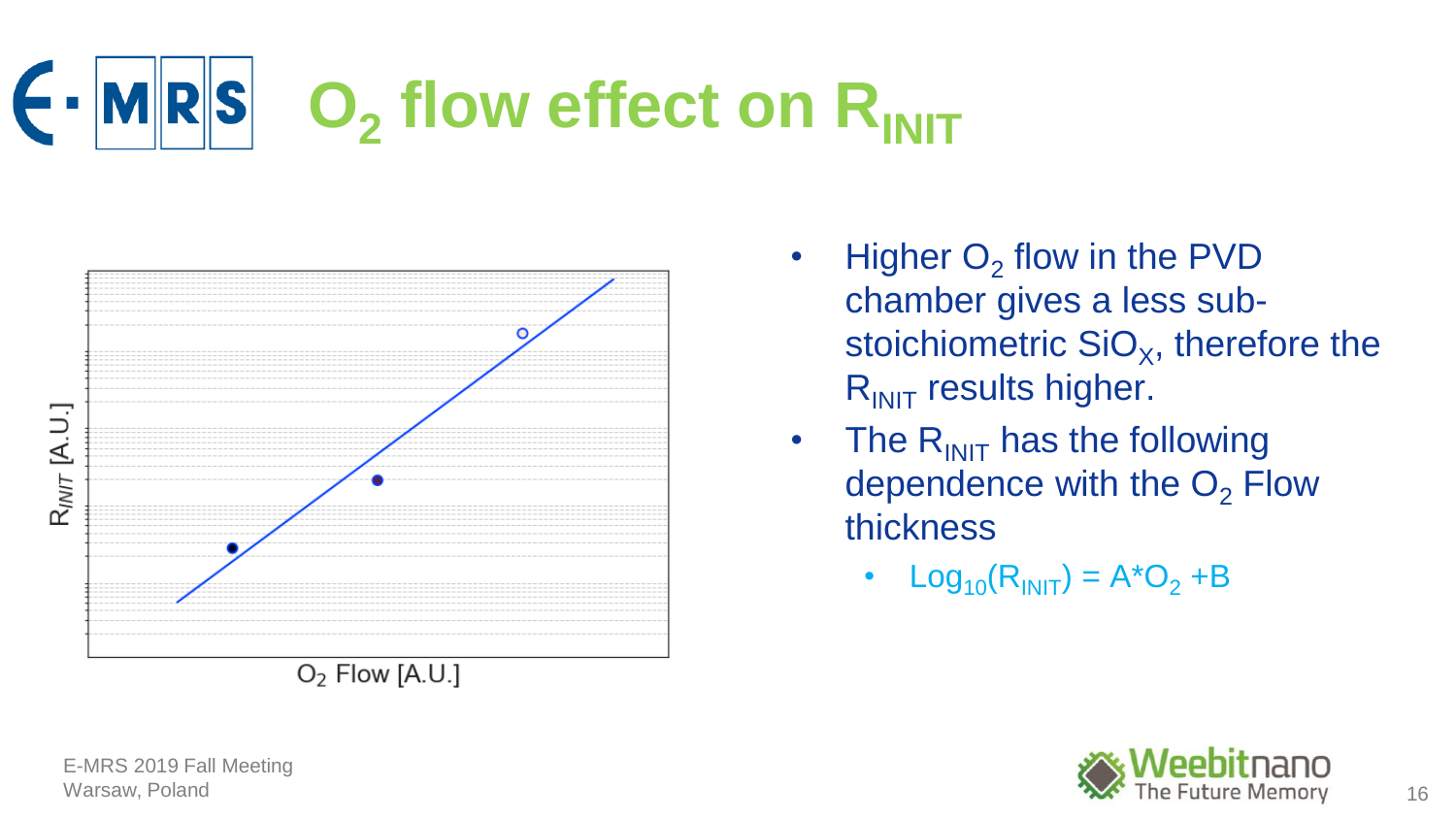# $O_2$ flow effect on $R_{INIT}$

- Higher $O_2$ flow in the PVD chamber gives a less sub-stoichiometric $SiO_X$, therefore the $R_{INIT}$ results higher.
- The $R_{INIT}$ has the following dependence with the $O_2$ Flow thickness
  - $Log_{10}(R_{INIT}) = A*O_2 + B$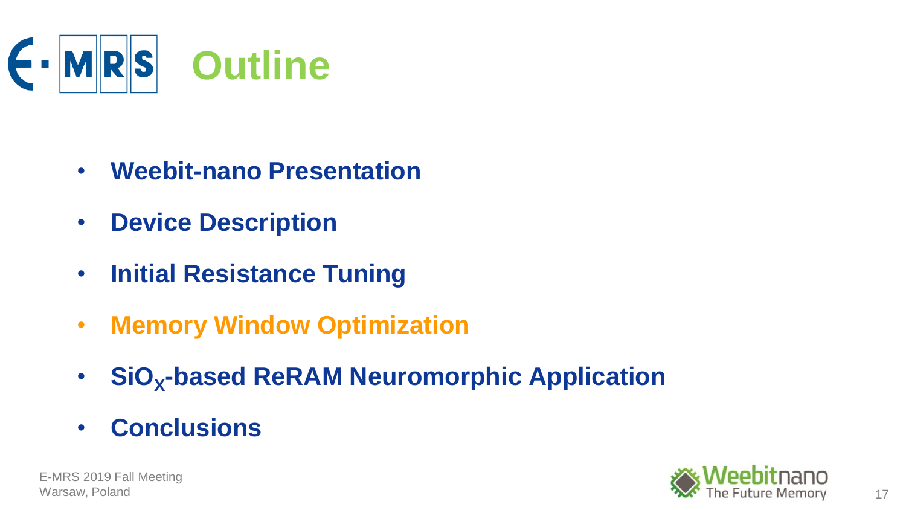# Outline

- **Weebit-nano Presentation**
- **Device Description**
- **Initial Resistance Tuning**
- **Memory Window Optimization**
- **$SiO_X$-based ReRAM Neuromorphic Application**
- **Conclusions**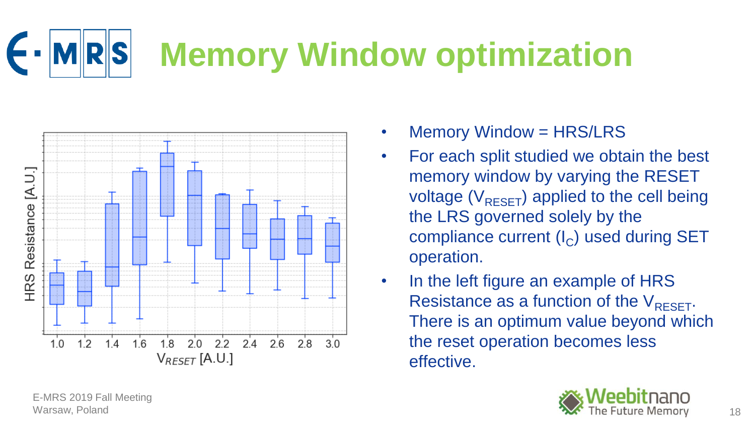# Memory Window optimization

- Memory Window = HRS/LRS
- For each split studied we obtain the best memory window by varying the RESET voltage ($V_{RESET}$) applied to the cell being the LRS governed solely by the compliance current ($I_C$) used during SET operation.
- In the left figure an example of HRS Resistance as a function of the $V_{RESET}$. There is an optimum value beyond which the reset operation becomes less effective.

E-MRS 2019 Fall Meeting
Warsaw, Poland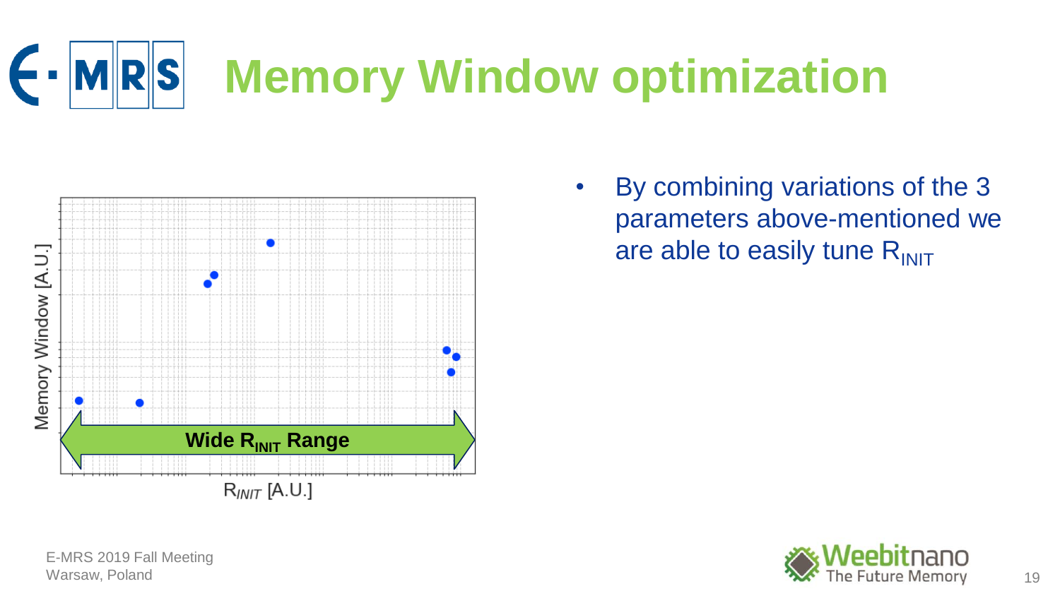# Memory Window optimization

Memory Window [A.U.]

Wide $R_{INIT}$ Range

$R_{INIT}$ [A.U.]

- By combining variations of the 3 parameters above-mentioned we are able to easily tune $R_{INIT}$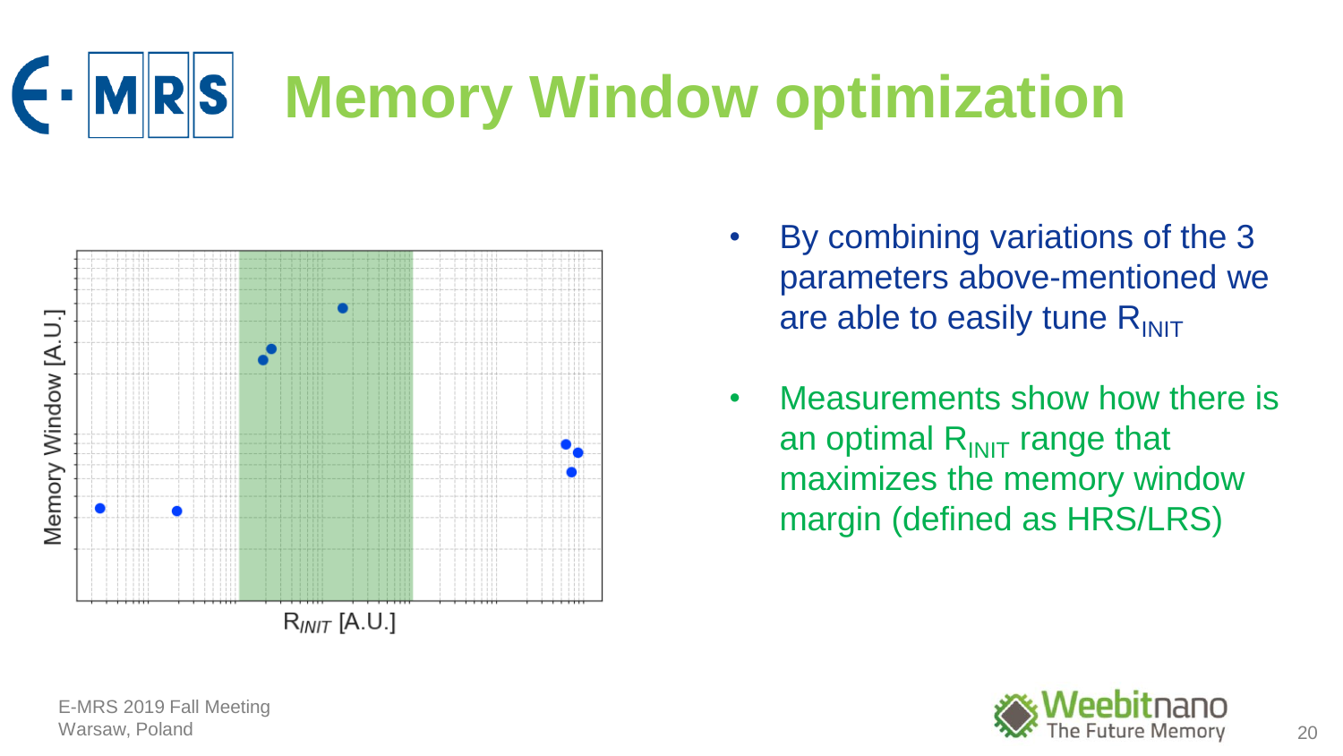# Memory Window optimization

Memory Window [A.U.]

$R_{INIT}$ [A.U.]

- By combining variations of the 3 parameters above-mentioned we are able to easily tune $R_{INIT}$
- Measurements show how there is an optimal $R_{INIT}$ range that maximizes the memory window margin (defined as HRS/LRS)

E-MRS 2019 Fall Meeting
Warsaw, Poland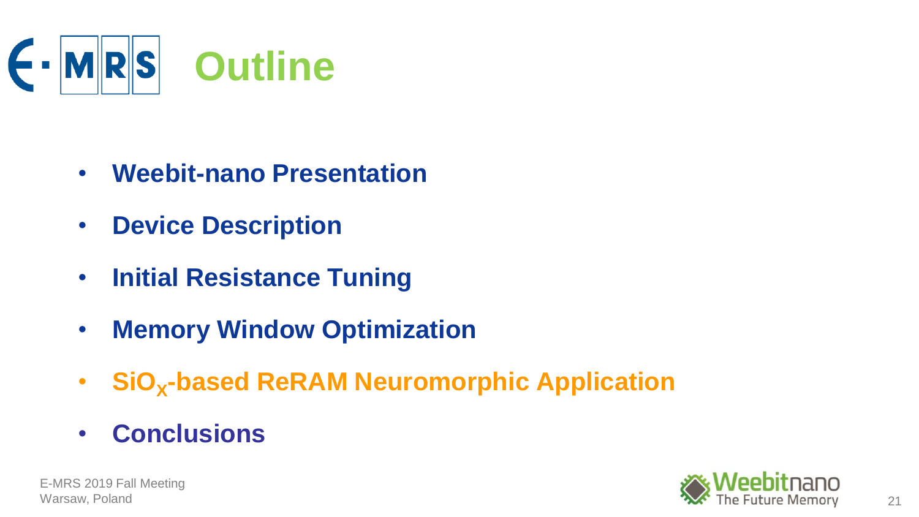# Outline

- **Weebit-nano Presentation**
- **Device Description**
- **Initial Resistance Tuning**
- **Memory Window Optimization**
- **$SiO_X$-based ReRAM Neuromorphic Application**
- **Conclusions**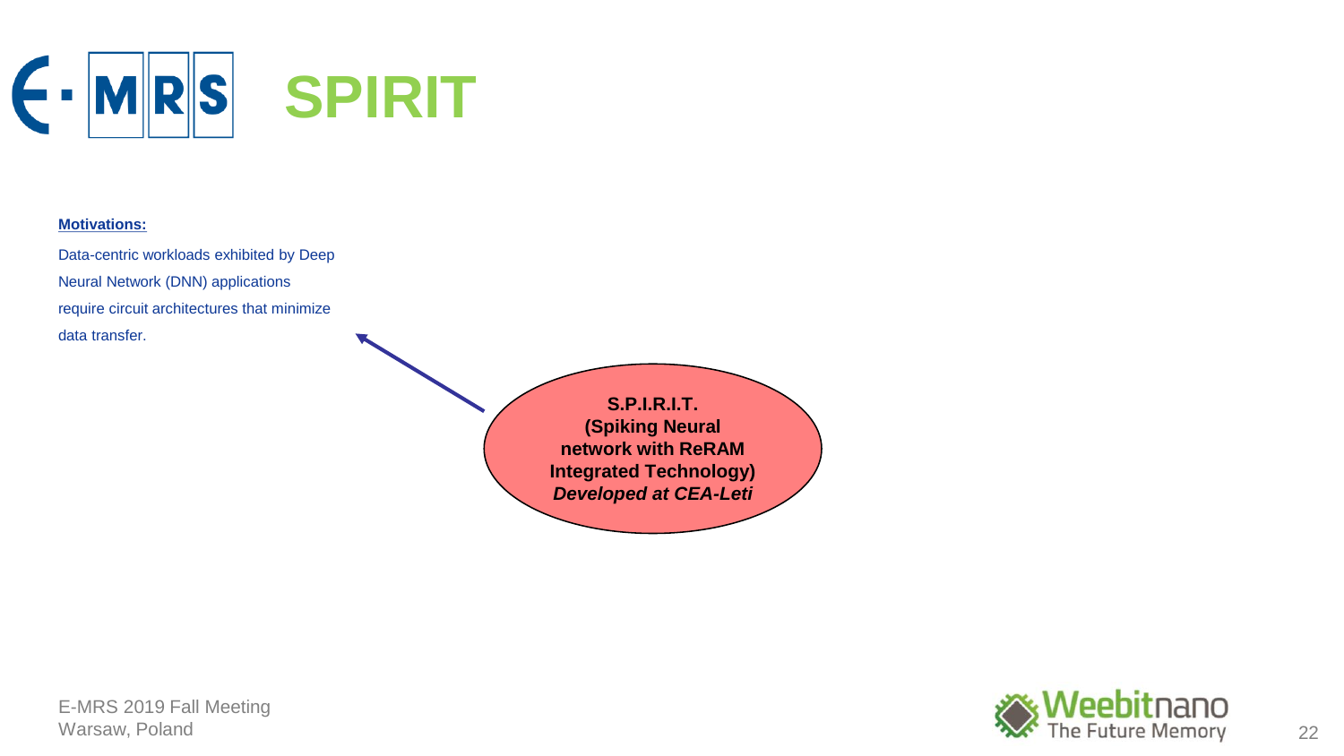# SPIRIT

**Motivations:**

Data-centric workloads exhibited by Deep Neural Network (DNN) applications require circuit architectures that minimize data transfer.

**S.P.I.R.I.T.**
**(Spiking Neural network with ReRAM Integrated Technology)**
***Developed at CEA-Leti***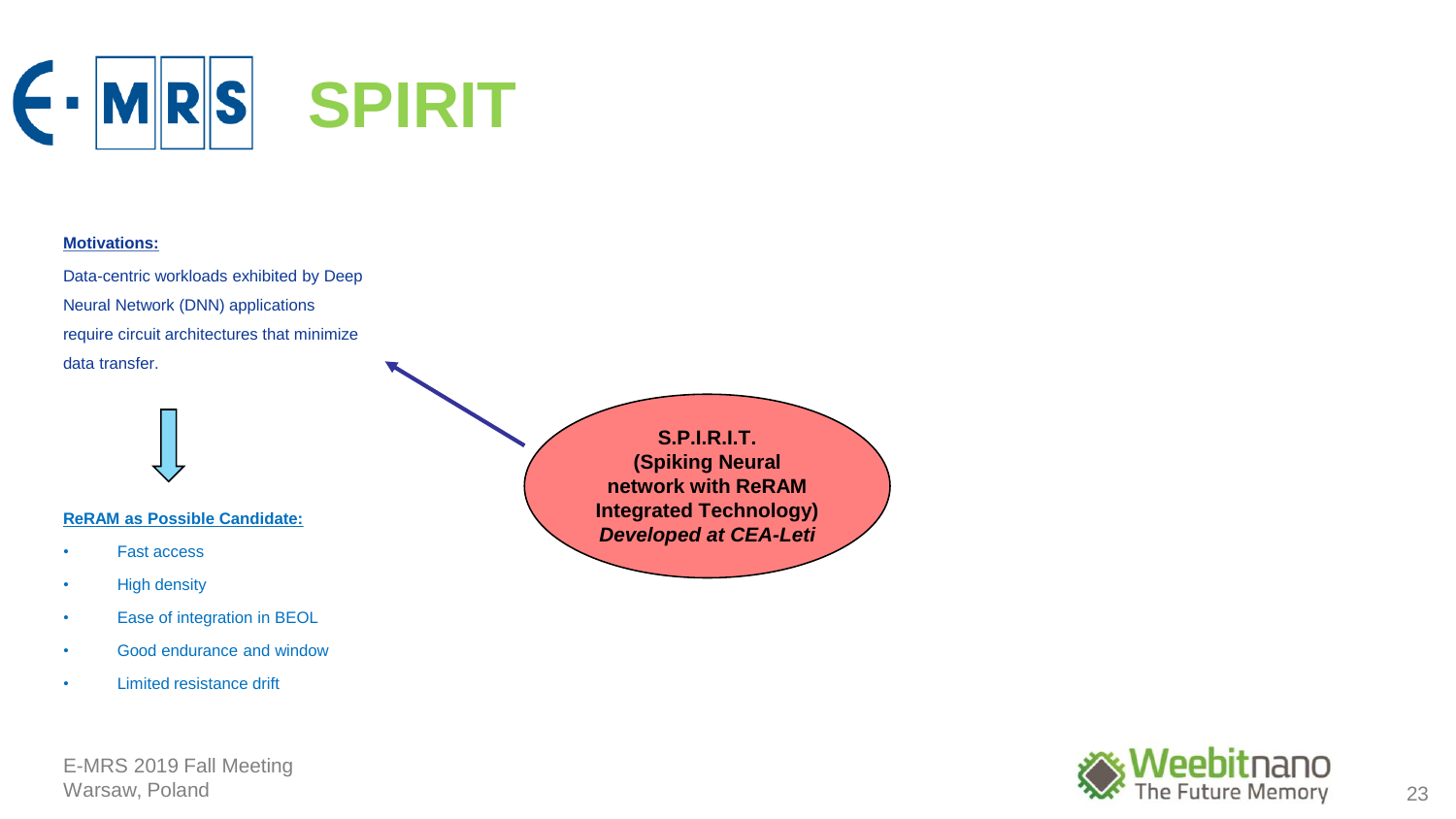# SPIRIT

**Motivations:**

Data-centric workloads exhibited by Deep Neural Network (DNN) applications require circuit architectures that minimize data transfer.

**ReRAM as Possible Candidate:**

- Fast access
- High density
- Ease of integration in BEOL
- Good endurance and window
- Limited resistance drift

**S.P.I.R.I.T.**
**(Spiking Neural network with ReRAM Integrated Technology)**
***Developed at CEA-Leti***

E-MRS 2019 Fall Meeting
Warsaw, Poland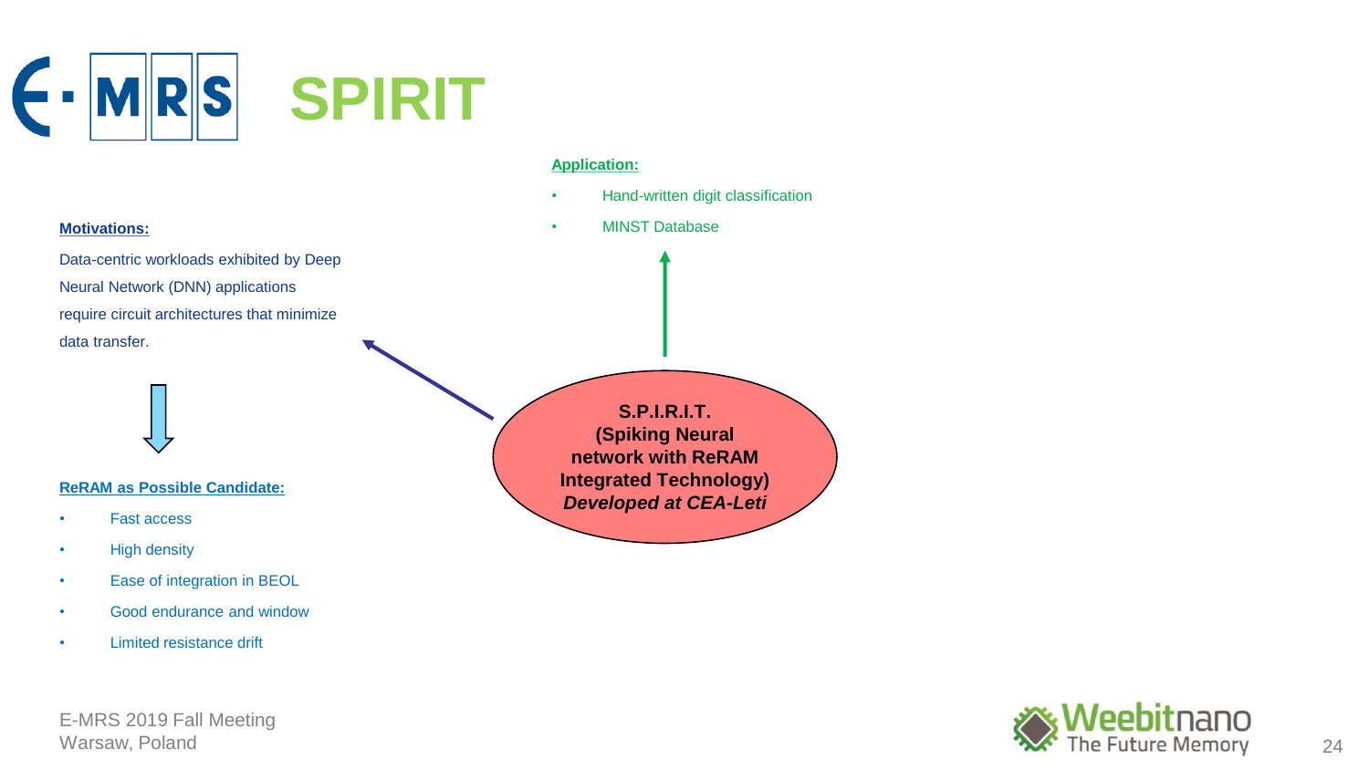# SPIRIT

**Application:**

- Hand-written digit classification
- MINST Database

**Motivations:**

Data-centric workloads exhibited by Deep Neural Network (DNN) applications require circuit architectures that minimize data transfer.

**ReRAM as Possible Candidate:**

- Fast access
- High density
- Ease of integration in BEOL
- Good endurance and window
- Limited resistance drift

**S.P.I.R.I.T.**
**(Spiking Neural network with ReRAM Integrated Technology)**
***Developed at CEA-Leti***

E-MRS 2019 Fall Meeting
Warsaw, Poland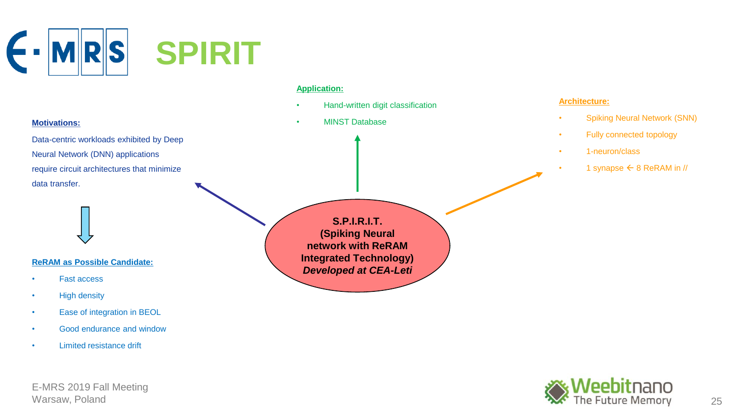# SPIRIT

**Motivations:**

Data-centric workloads exhibited by Deep Neural Network (DNN) applications require circuit architectures that minimize data transfer.

**ReRAM as Possible Candidate:**

- Fast access
- High density
- Ease of integration in BEOL
- Good endurance and window
- Limited resistance drift

**Application:**

- Hand-written digit classification
- MINST Database

**S.P.I.R.I.T. (Spiking Neural network with ReRAM Integrated Technology)**
***Developed at CEA-Leti***

**Architecture:**

- Spiking Neural Network (SNN)
- Fully connected topology
- 1-neuron/class
- 1 synapse ← 8 ReRAM in //

E-MRS 2019 Fall Meeting
Warsaw, Poland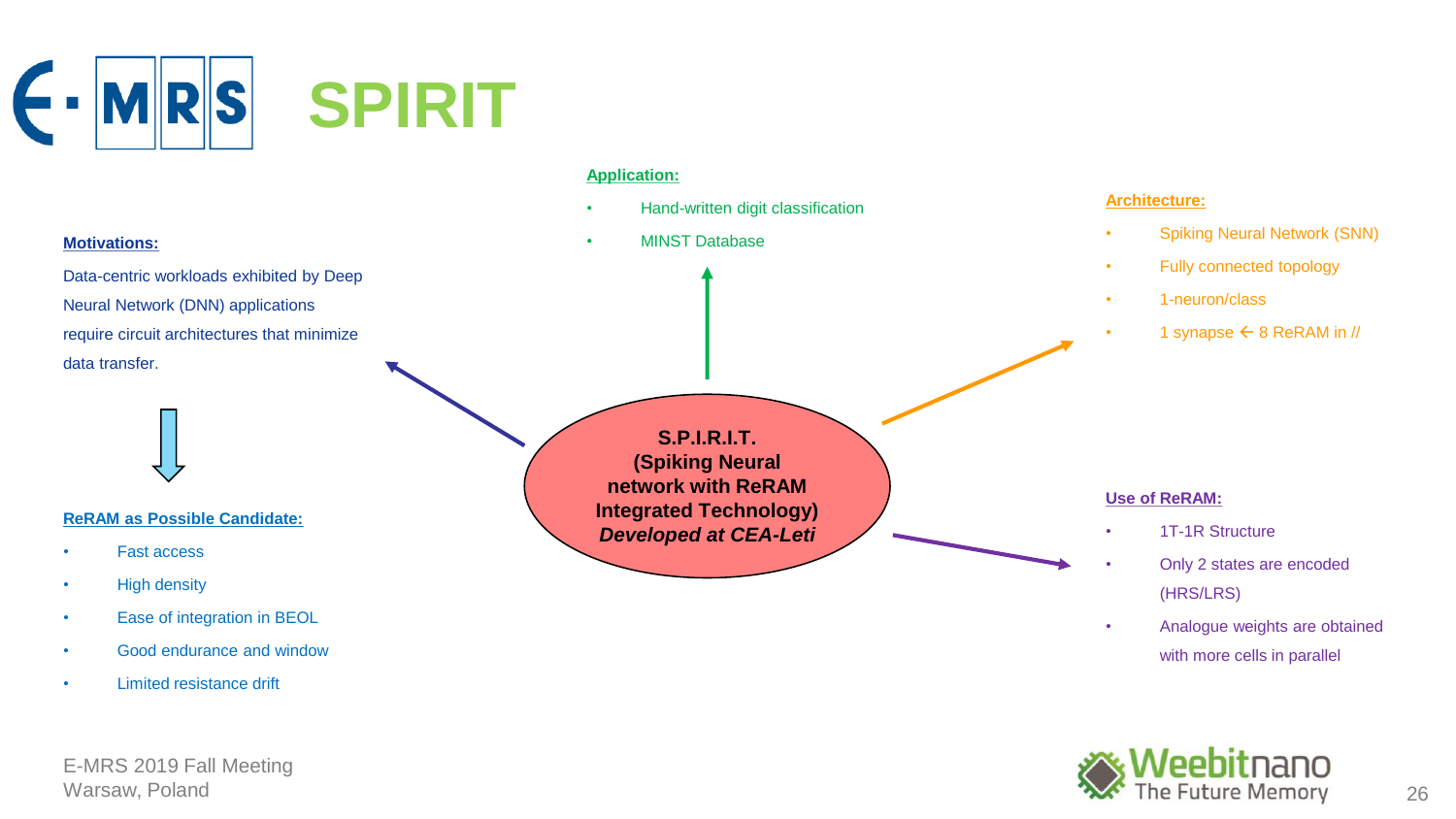# SPIRIT

**S.P.I.R.I.T.**
**(Spiking Neural network with ReRAM Integrated Technology)**
***Developed at CEA-Leti***

**Motivations:**

Data-centric workloads exhibited by Deep Neural Network (DNN) applications require circuit architectures that minimize data transfer.

**ReRAM as Possible Candidate:**

- Fast access
- High density
- Ease of integration in BEOL
- Good endurance and window
- Limited resistance drift

**Application:**

- Hand-written digit classification
- MINST Database

**Architecture:**

- Spiking Neural Network (SNN)
- Fully connected topology
- 1-neuron/class
- 1 synapse ← 8 ReRAM in //

**Use of ReRAM:**

- 1T-1R Structure
- Only 2 states are encoded (HRS/LRS)
- Analogue weights are obtained with more cells in parallel

E-MRS 2019 Fall Meeting
Warsaw, Poland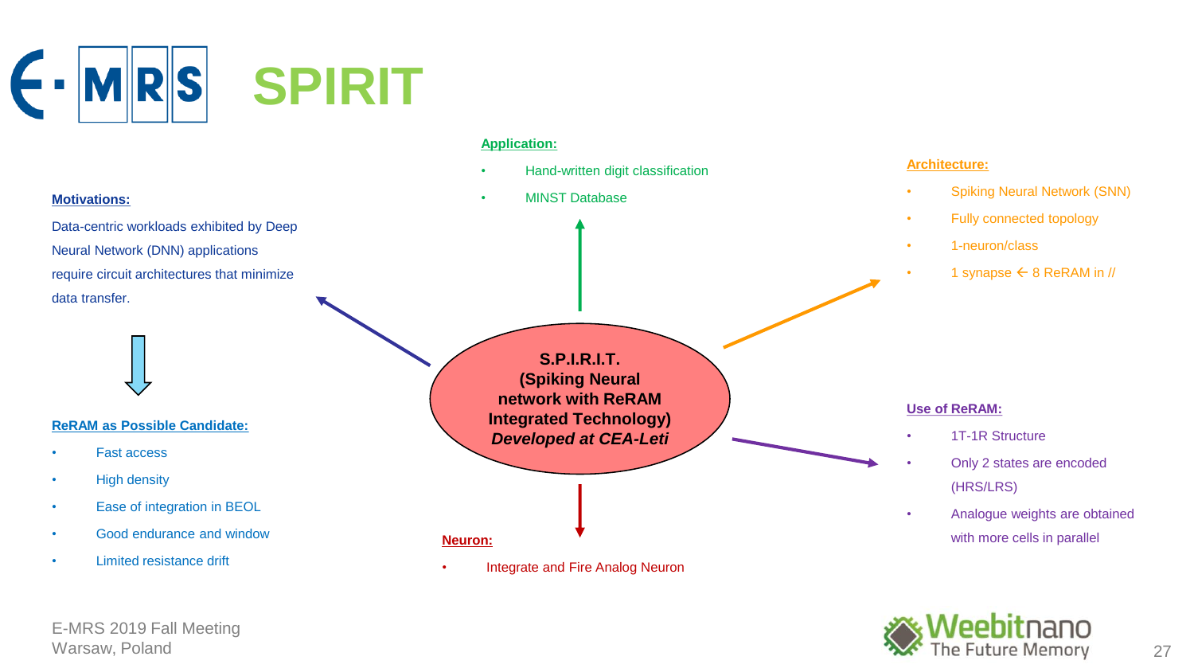# SPIRIT

**S.P.I.R.I.T.**
**(Spiking Neural network with ReRAM Integrated Technology)**
***Developed at CEA-Leti***

**Motivations:**

Data-centric workloads exhibited by Deep Neural Network (DNN) applications require circuit architectures that minimize data transfer.

**ReRAM as Possible Candidate:**

- Fast access
- High density
- Ease of integration in BEOL
- Good endurance and window
- Limited resistance drift

**Application:**

- Hand-written digit classification
- MINST Database

**Architecture:**

- Spiking Neural Network (SNN)
- Fully connected topology
- 1-neuron/class
- 1 synapse ← 8 ReRAM in //

**Use of ReRAM:**

- 1T-1R Structure
- Only 2 states are encoded (HRS/LRS)
- Analogue weights are obtained with more cells in parallel

**Neuron:**

- Integrate and Fire Analog Neuron

E-MRS 2019 Fall Meeting
Warsaw, Poland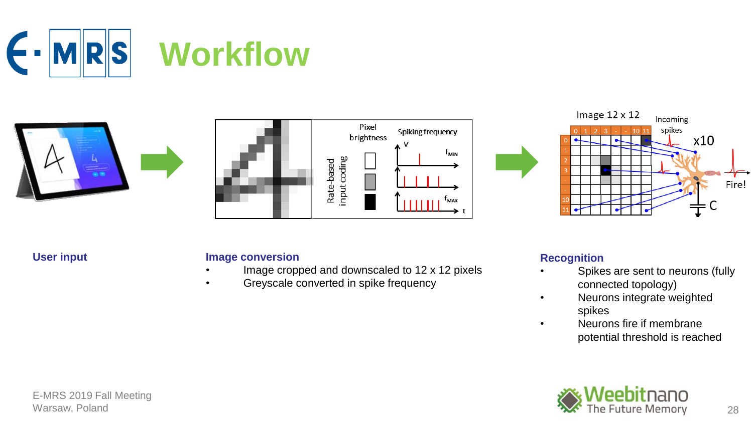# Workflow

**User input**

**Image conversion**

- Image cropped and downscaled to 12 x 12 pixels
- Greyscale converted in spike frequency

**Recognition**

- Spikes are sent to neurons (fully connected topology)
- Neurons integrate weighted spikes
- Neurons fire if membrane potential threshold is reached

E-MRS 2019 Fall Meeting
Warsaw, Poland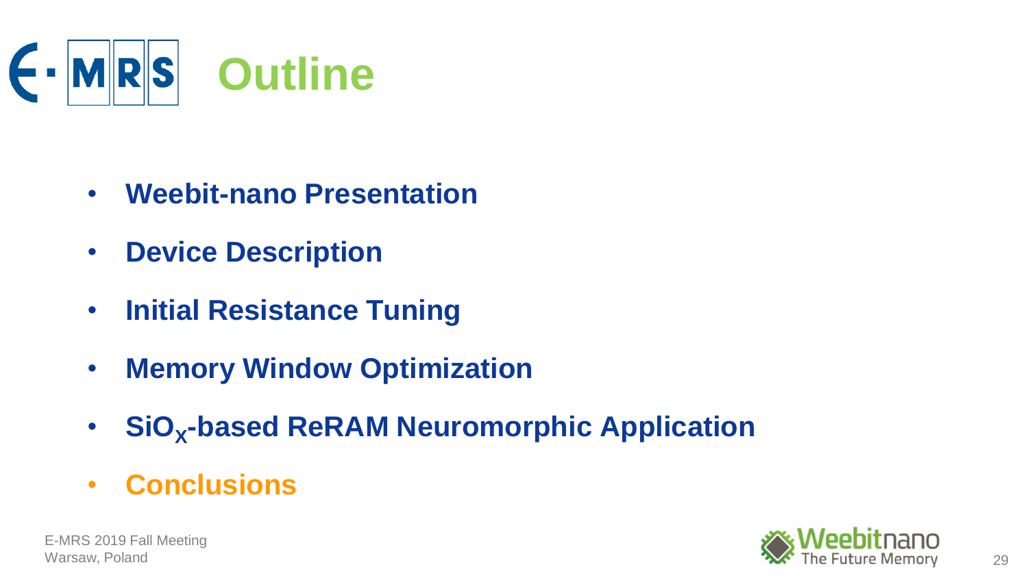# Outline

- **Weebit-nano Presentation**
- **Device Description**
- **Initial Resistance Tuning**
- **Memory Window Optimization**
- **$SiO_X$-based ReRAM Neuromorphic Application**
- **Conclusions**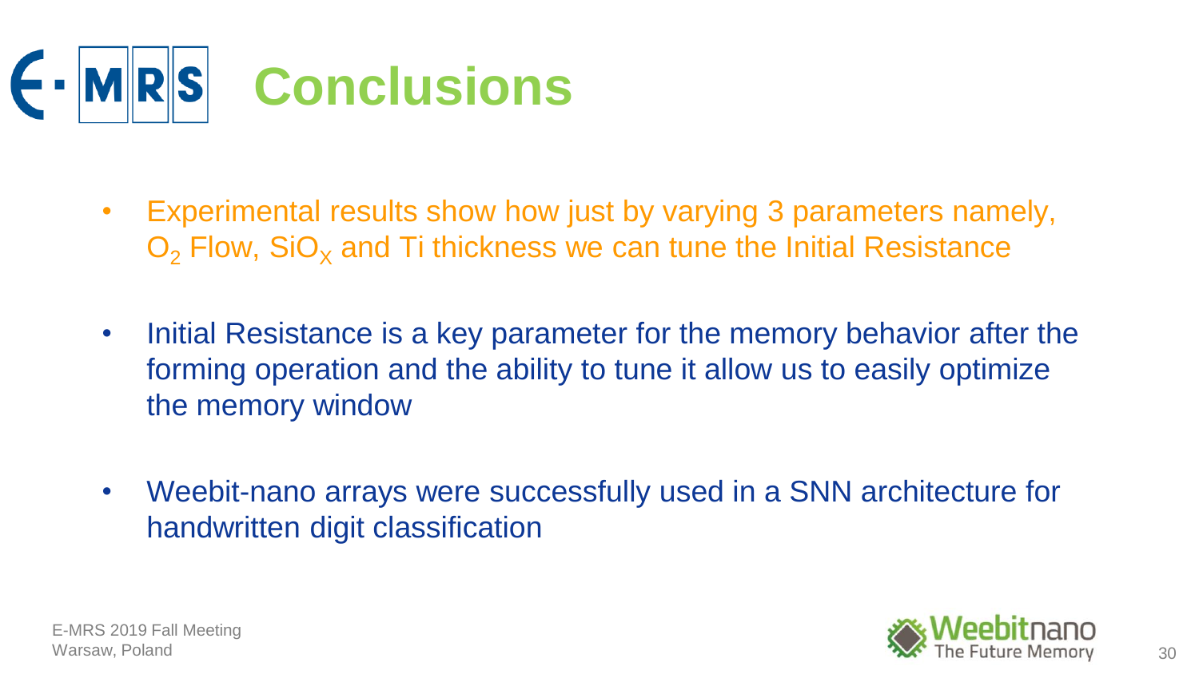# Conclusions

- Experimental results show how just by varying 3 parameters namely, $O_2$ Flow, $SiO_X$ and Ti thickness we can tune the Initial Resistance

- Initial Resistance is a key parameter for the memory behavior after the forming operation and the ability to tune it allow us to easily optimize the memory window

- Weebit-nano arrays were successfully used in a SNN architecture for handwritten digit classification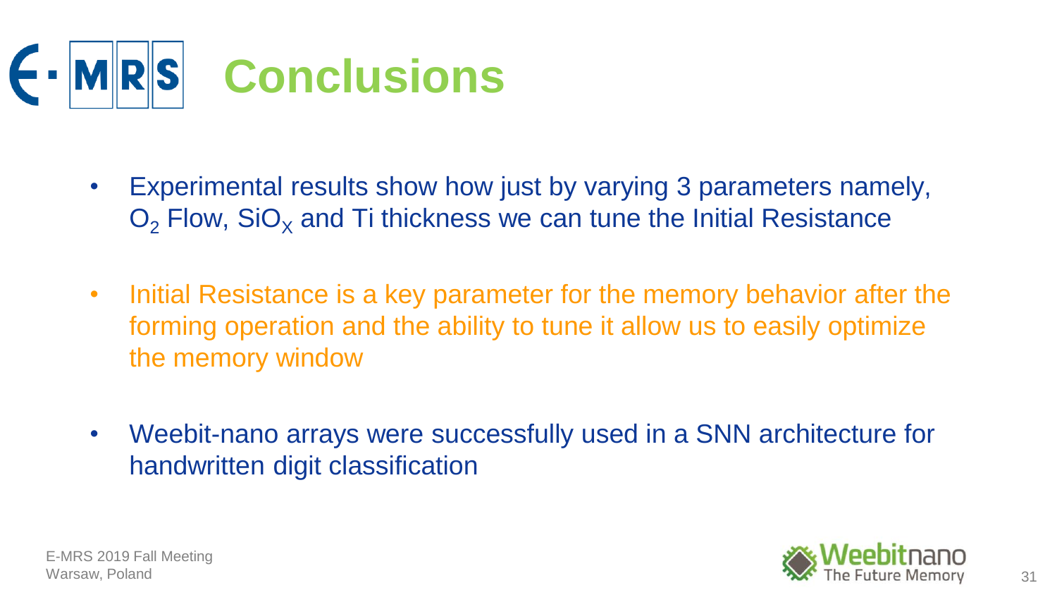# Conclusions

- Experimental results show how just by varying 3 parameters namely, $O_2$ Flow, $SiO_X$ and Ti thickness we can tune the Initial Resistance

- Initial Resistance is a key parameter for the memory behavior after the forming operation and the ability to tune it allow us to easily optimize the memory window

- Weebit-nano arrays were successfully used in a SNN architecture for handwritten digit classification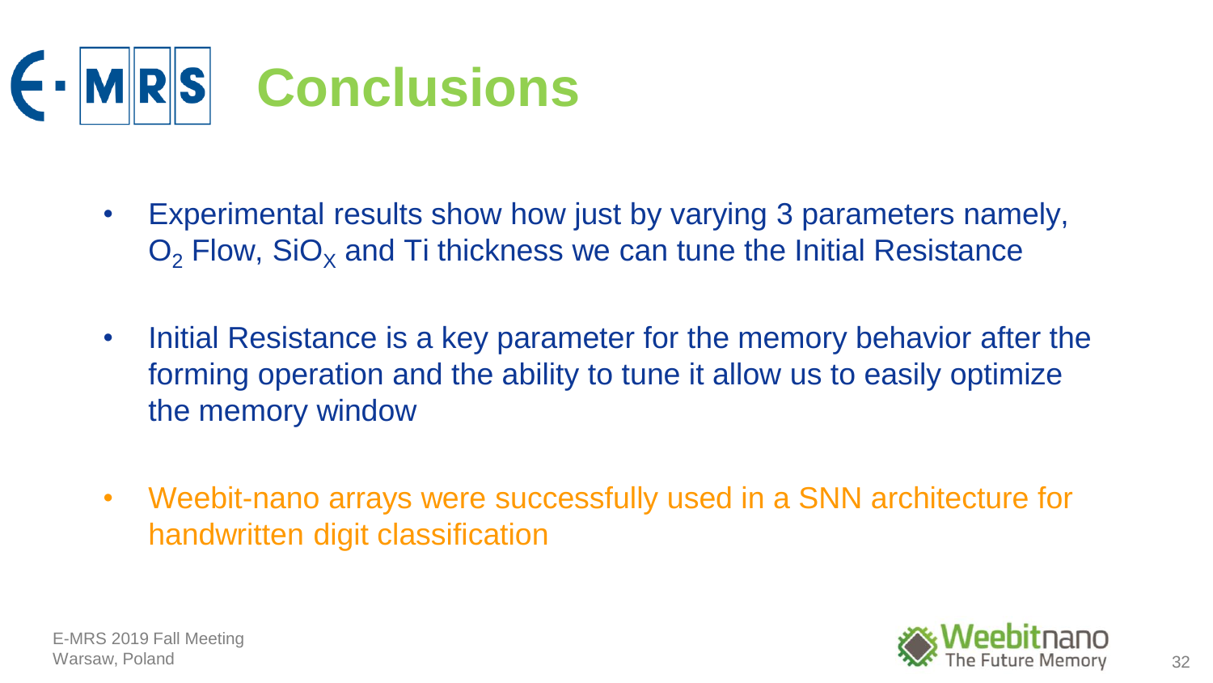# Conclusions

- Experimental results show how just by varying 3 parameters namely, $O_2$ Flow, $SiO_X$ and Ti thickness we can tune the Initial Resistance
- Initial Resistance is a key parameter for the memory behavior after the forming operation and the ability to tune it allow us to easily optimize the memory window
- Weebit-nano arrays were successfully used in a SNN architecture for handwritten digit classification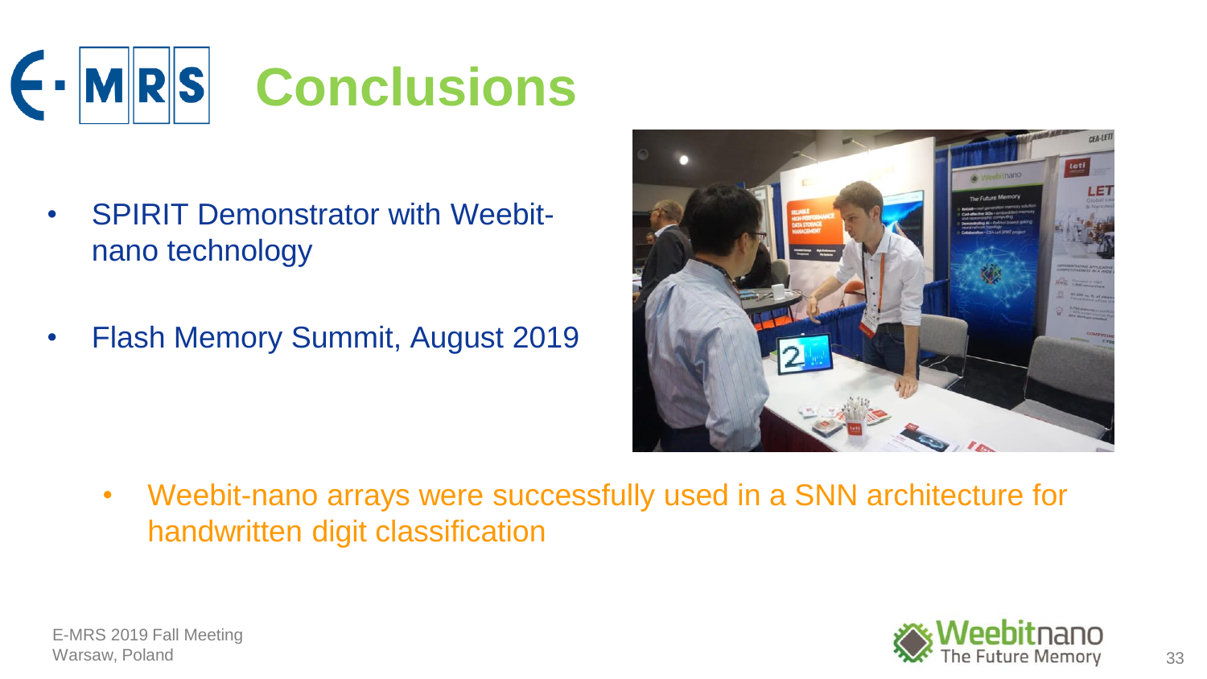# Conclusions

- SPIRIT Demonstrator with Weebit-nano technology
- Flash Memory Summit, August 2019

- Weebit-nano arrays were successfully used in a SNN architecture for handwritten digit classification

E-MRS 2019 Fall Meeting
Warsaw, Poland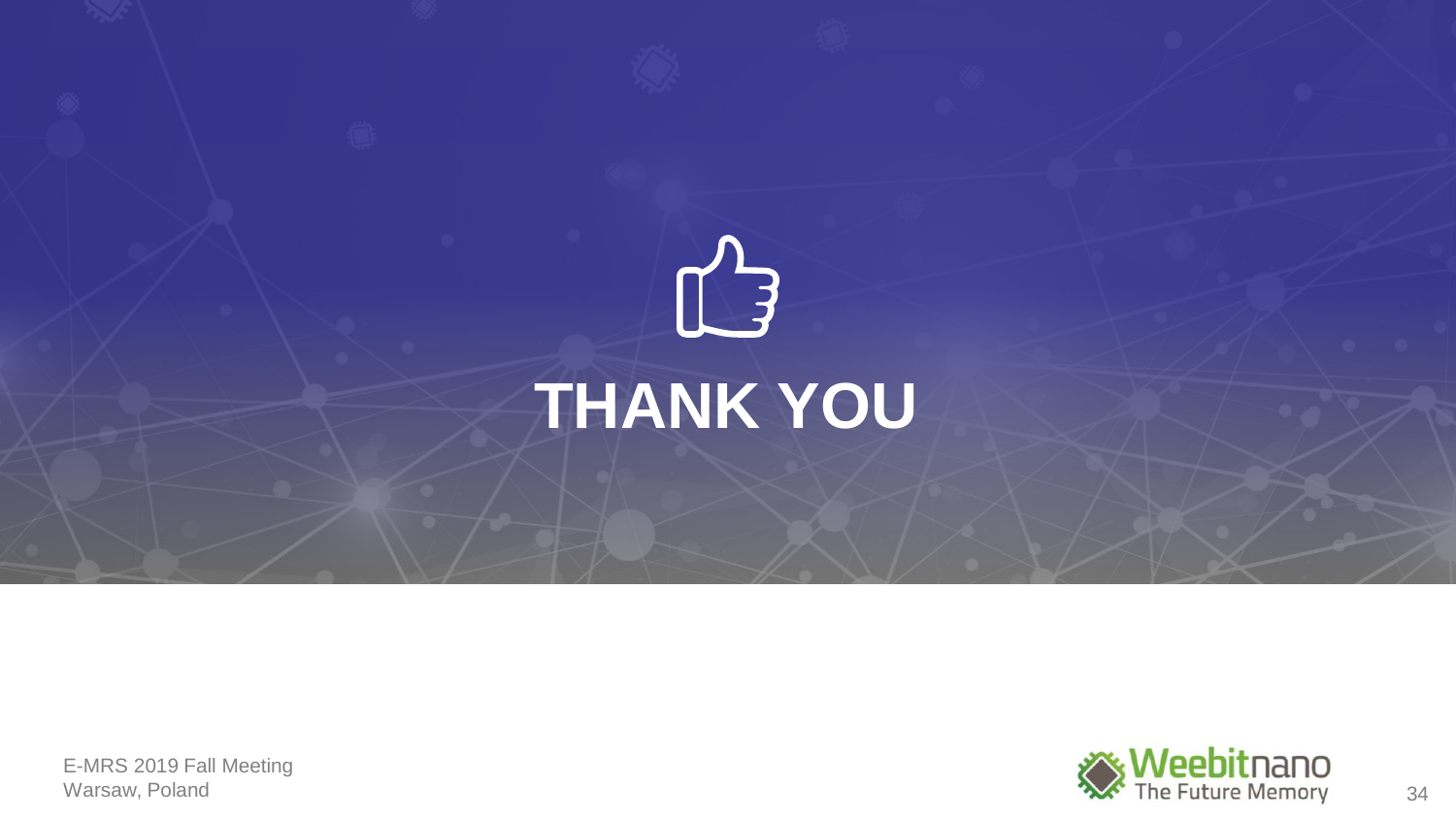# THANK YOU

E-MRS 2019 Fall Meeting
Warsaw, Poland

Weebitnano
The Future Memory